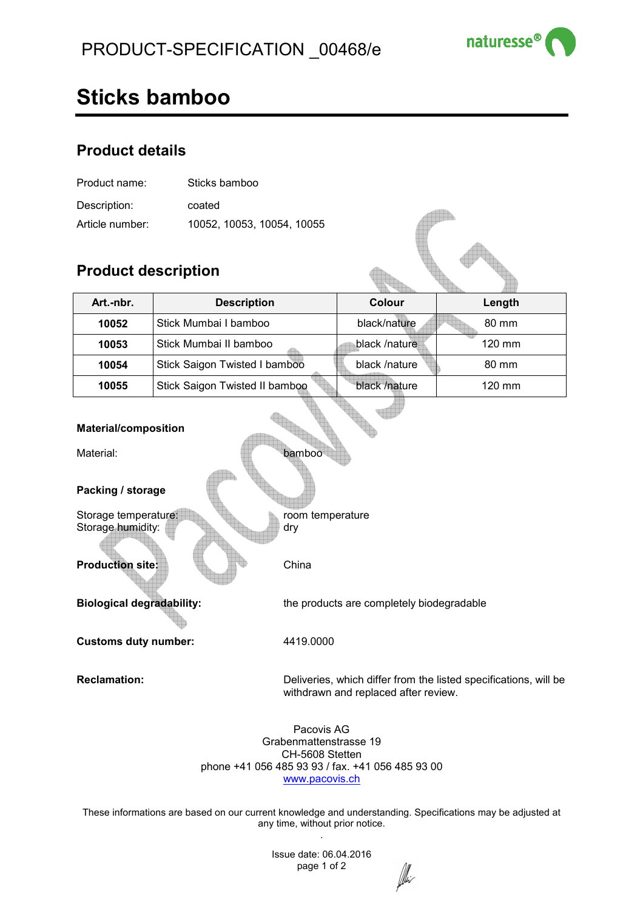PRODUCT-SPECIFICATION _00468/e

# Sticks bamboo

## Product details

Product name: Sticks bamboo

Description: coated

Article number: 10052, 10053, 10054, 10055

## Product description

| Art.-nbr. | Description | Colour | Length |
|---|---|---|---|
| 10052 | Stick Mumbai I bamboo | black/nature | 80 mm |
| 10053 | Stick Mumbai II bamboo | black /nature | 120 mm |
| 10054 | Stick Saigon Twisted I bamboo | black /nature | 80 mm |
| 10055 | Stick Saigon Twisted II bamboo | black /nature | 120 mm |

**Material/composition**

Material: bamboo

**Packing / storage**

Storage temperature: room temperature
Storage humidity: dry

**Production site:** China

**Biological degradability:** the products are completely biodegradable

**Customs duty number:** 4419.0000

**Reclamation:** Deliveries, which differ from the listed specifications, will be withdrawn and replaced after review.

Pacovis AG
Grabenmattenstrasse 19
CH-5608 Stetten
phone +41 056 485 93 93 / fax. +41 056 485 93 00
www.pacovis.ch

These informations are based on our current knowledge and understanding. Specifications may be adjusted at any time, without prior notice.

Issue date: 06.04.2016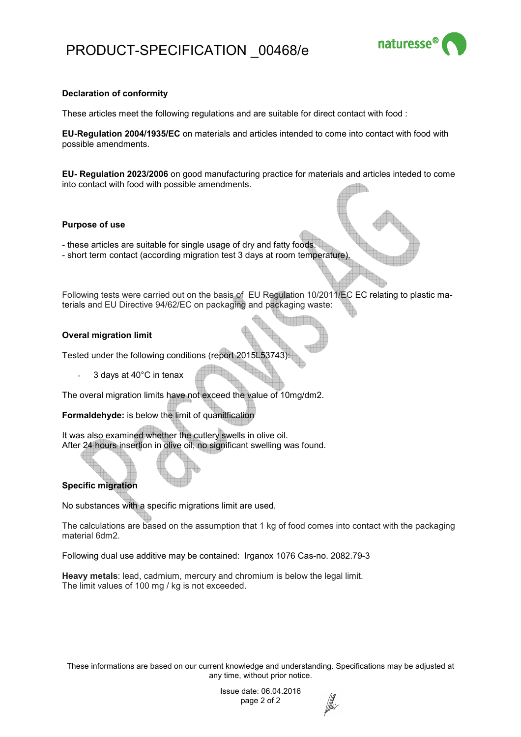# PRODUCT-SPECIFICATION _00468/e

**Declaration of conformity**

These articles meet the following regulations and are suitable for direct contact with food :

**EU-Regulation 2004/1935/EC** on materials and articles intended to come into contact with food with possible amendments.

**EU- Regulation 2023/2006** on good manufacturing practice for materials and articles inteded to come into contact with food with possible amendments.

**Purpose of use**

- these articles are suitable for single usage of dry and fatty foods.
- short term contact (according migration test 3 days at room temperature).

Following tests were carried out on the basis of EU Regulation 10/2011/EC EC relating to plastic materials and EU Directive 94/62/EC on packaging and packaging waste:

**Overal migration limit**

Tested under the following conditions (report 2015L53743):

- 3 days at 40°C in tenax

The overal migration limits have not exceed the value of 10mg/dm2.

**Formaldehyde:** is below the limit of quanitfication

It was also examined whether the cutlery swells in olive oil.
After 24 hours insertion in olive oil, no significant swelling was found.

**Specific migration**

No substances with a specific migrations limit are used.

The calculations are based on the assumption that 1 kg of food comes into contact with the packaging material 6dm2.

Following dual use additive may be contained: Irganox 1076 Cas-no. 2082.79-3

**Heavy metals**: lead, cadmium, mercury and chromium is below the legal limit.
The limit values of 100 mg / kg is not exceeded.

These informations are based on our current knowledge and understanding. Specifications may be adjusted at any time, without prior notice.

Issue date: 06.04.2016